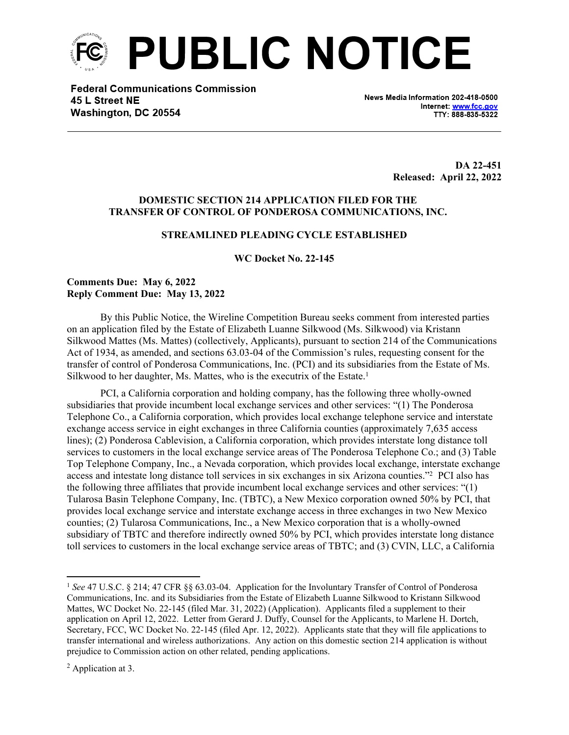# PUBLIC NOTICE

**Federal Communications Commission**
**45 L Street NE**
**Washington, DC 20554**

News Media Information 202-418-0500
Internet: www.fcc.gov
TTY: 888-835-5322

**DA 22-451**
**Released: April 22, 2022**

**DOMESTIC SECTION 214 APPLICATION FILED FOR THE TRANSFER OF CONTROL OF PONDEROSA COMMUNICATIONS, INC.**

**STREAMLINED PLEADING CYCLE ESTABLISHED**

**WC Docket No. 22-145**

**Comments Due: May 6, 2022**
**Reply Comment Due: May 13, 2022**

By this Public Notice, the Wireline Competition Bureau seeks comment from interested parties on an application filed by the Estate of Elizabeth Luanne Silkwood (Ms. Silkwood) via Kristann Silkwood Mattes (Ms. Mattes) (collectively, Applicants), pursuant to section 214 of the Communications Act of 1934, as amended, and sections 63.03-04 of the Commission's rules, requesting consent for the transfer of control of Ponderosa Communications, Inc. (PCI) and its subsidiaries from the Estate of Ms. Silkwood to her daughter, Ms. Mattes, who is the executrix of the Estate.[1]

PCI, a California corporation and holding company, has the following three wholly-owned subsidiaries that provide incumbent local exchange services and other services: "(1) The Ponderosa Telephone Co., a California corporation, which provides local exchange telephone service and interstate exchange access service in eight exchanges in three California counties (approximately 7,635 access lines); (2) Ponderosa Cablevision, a California corporation, which provides interstate long distance toll services to customers in the local exchange service areas of The Ponderosa Telephone Co.; and (3) Table Top Telephone Company, Inc., a Nevada corporation, which provides local exchange, interstate exchange access and intestate long distance toll services in six exchanges in six Arizona counties."[2] PCI also has the following three affiliates that provide incumbent local exchange services and other services: "(1) Tularosa Basin Telephone Company, Inc. (TBTC), a New Mexico corporation owned 50% by PCI, that provides local exchange service and interstate exchange access in three exchanges in two New Mexico counties; (2) Tularosa Communications, Inc., a New Mexico corporation that is a wholly-owned subsidiary of TBTC and therefore indirectly owned 50% by PCI, which provides interstate long distance toll services to customers in the local exchange service areas of TBTC; and (3) CVIN, LLC, a California

---

[1] *See* 47 U.S.C. § 214; 47 CFR §§ 63.03-04. Application for the Involuntary Transfer of Control of Ponderosa Communications, Inc. and its Subsidiaries from the Estate of Elizabeth Luanne Silkwood to Kristann Silkwood Mattes, WC Docket No. 22-145 (filed Mar. 31, 2022) (Application). Applicants filed a supplement to their application on April 12, 2022. Letter from Gerard J. Duffy, Counsel for the Applicants, to Marlene H. Dortch, Secretary, FCC, WC Docket No. 22-145 (filed Apr. 12, 2022). Applicants state that they will file applications to transfer international and wireless authorizations. Any action on this domestic section 214 application is without prejudice to Commission action on other related, pending applications.

[2] Application at 3.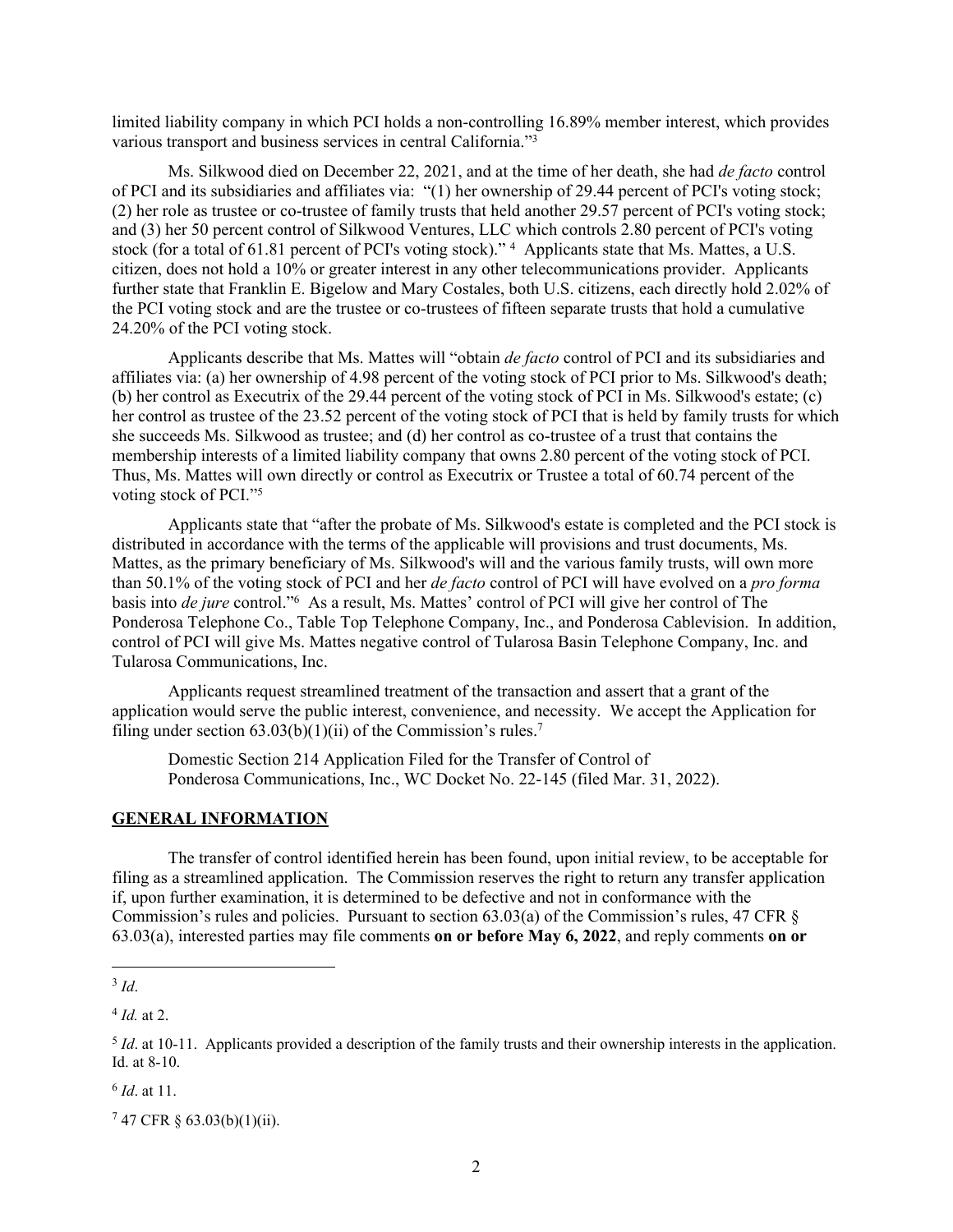limited liability company in which PCI holds a non-controlling 16.89% member interest, which provides various transport and business services in central California."[3]

Ms. Silkwood died on December 22, 2021, and at the time of her death, she had *de facto* control of PCI and its subsidiaries and affiliates via: "(1) her ownership of 29.44 percent of PCI's voting stock; (2) her role as trustee or co-trustee of family trusts that held another 29.57 percent of PCI's voting stock; and (3) her 50 percent control of Silkwood Ventures, LLC which controls 2.80 percent of PCI's voting stock (for a total of 61.81 percent of PCI's voting stock)."[4] Applicants state that Ms. Mattes, a U.S. citizen, does not hold a 10% or greater interest in any other telecommunications provider. Applicants further state that Franklin E. Bigelow and Mary Costales, both U.S. citizens, each directly hold 2.02% of the PCI voting stock and are the trustee or co-trustees of fifteen separate trusts that hold a cumulative 24.20% of the PCI voting stock.

Applicants describe that Ms. Mattes will "obtain *de facto* control of PCI and its subsidiaries and affiliates via: (a) her ownership of 4.98 percent of the voting stock of PCI prior to Ms. Silkwood's death; (b) her control as Executrix of the 29.44 percent of the voting stock of PCI in Ms. Silkwood's estate; (c) her control as trustee of the 23.52 percent of the voting stock of PCI that is held by family trusts for which she succeeds Ms. Silkwood as trustee; and (d) her control as co-trustee of a trust that contains the membership interests of a limited liability company that owns 2.80 percent of the voting stock of PCI. Thus, Ms. Mattes will own directly or control as Executrix or Trustee a total of 60.74 percent of the voting stock of PCI."[5]

Applicants state that "after the probate of Ms. Silkwood's estate is completed and the PCI stock is distributed in accordance with the terms of the applicable will provisions and trust documents, Ms. Mattes, as the primary beneficiary of Ms. Silkwood's will and the various family trusts, will own more than 50.1% of the voting stock of PCI and her *de facto* control of PCI will have evolved on a *pro forma* basis into *de jure* control."[6] As a result, Ms. Mattes' control of PCI will give her control of The Ponderosa Telephone Co., Table Top Telephone Company, Inc., and Ponderosa Cablevision. In addition, control of PCI will give Ms. Mattes negative control of Tularosa Basin Telephone Company, Inc. and Tularosa Communications, Inc.

Applicants request streamlined treatment of the transaction and assert that a grant of the application would serve the public interest, convenience, and necessity. We accept the Application for filing under section 63.03(b)(1)(ii) of the Commission's rules.[7]

Domestic Section 214 Application Filed for the Transfer of Control of Ponderosa Communications, Inc., WC Docket No. 22-145 (filed Mar. 31, 2022).

## GENERAL INFORMATION

The transfer of control identified herein has been found, upon initial review, to be acceptable for filing as a streamlined application. The Commission reserves the right to return any transfer application if, upon further examination, it is determined to be defective and not in conformance with the Commission's rules and policies. Pursuant to section 63.03(a) of the Commission's rules, 47 CFR § 63.03(a), interested parties may file comments **on or before May 6, 2022**, and reply comments **on or**

---

[3] *Id*.

[4] *Id.* at 2.

[5] *Id*. at 10-11. Applicants provided a description of the family trusts and their ownership interests in the application. Id. at 8-10.

[6] *Id*. at 11.

[7] 47 CFR § 63.03(b)(1)(ii).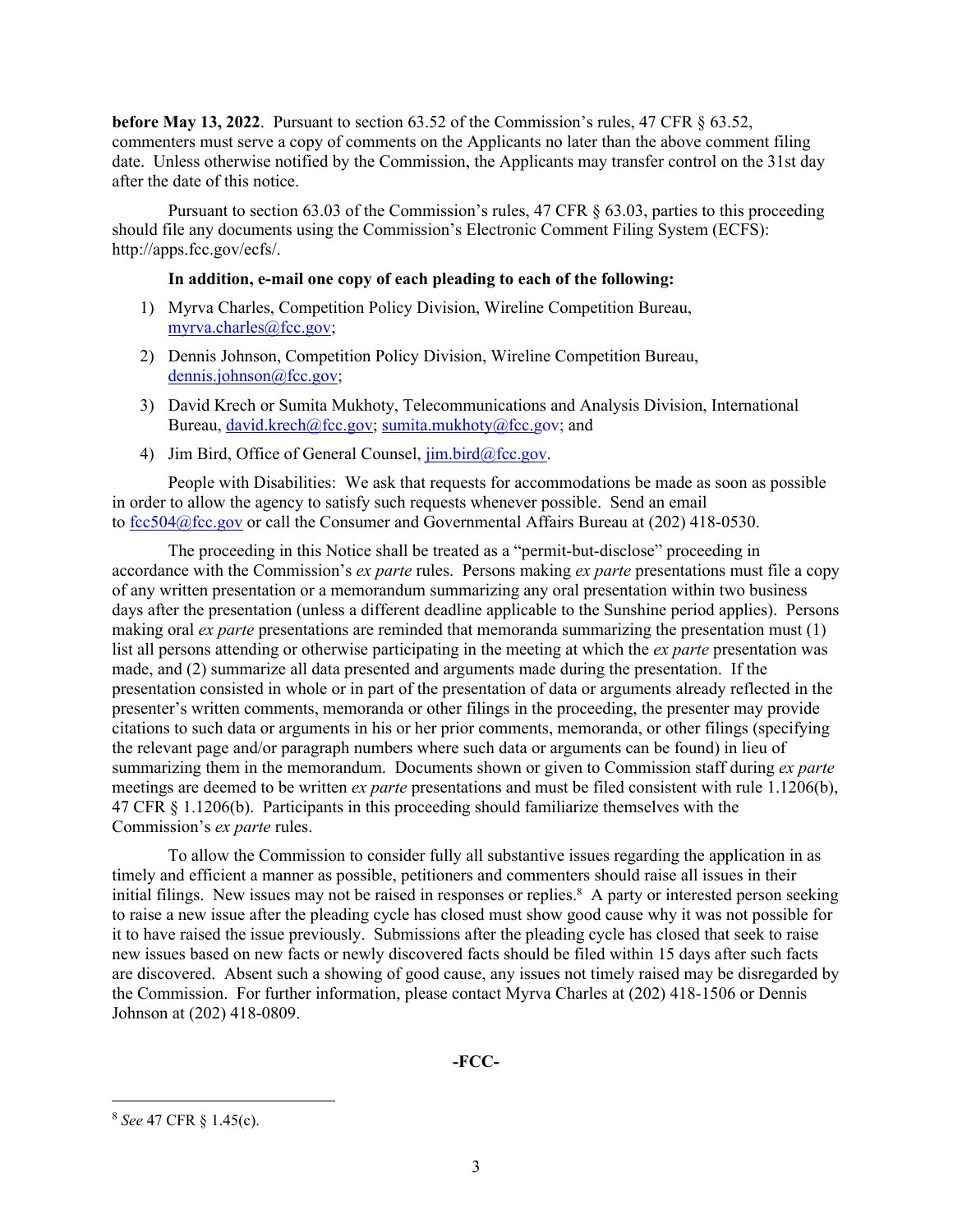**before May 13, 2022**. Pursuant to section 63.52 of the Commission's rules, 47 CFR § 63.52, commenters must serve a copy of comments on the Applicants no later than the above comment filing date. Unless otherwise notified by the Commission, the Applicants may transfer control on the 31st day after the date of this notice.

Pursuant to section 63.03 of the Commission's rules, 47 CFR § 63.03, parties to this proceeding should file any documents using the Commission's Electronic Comment Filing System (ECFS): http://apps.fcc.gov/ecfs/.

**In addition, e-mail one copy of each pleading to each of the following:**

1) Myrva Charles, Competition Policy Division, Wireline Competition Bureau, myrva.charles@fcc.gov;
2) Dennis Johnson, Competition Policy Division, Wireline Competition Bureau, dennis.johnson@fcc.gov;
3) David Krech or Sumita Mukhoty, Telecommunications and Analysis Division, International Bureau, david.krech@fcc.gov; sumita.mukhoty@fcc.gov; and
4) Jim Bird, Office of General Counsel, jim.bird@fcc.gov.

People with Disabilities: We ask that requests for accommodations be made as soon as possible in order to allow the agency to satisfy such requests whenever possible. Send an email to fcc504@fcc.gov or call the Consumer and Governmental Affairs Bureau at (202) 418-0530.

The proceeding in this Notice shall be treated as a "permit-but-disclose" proceeding in accordance with the Commission's *ex parte* rules. Persons making *ex parte* presentations must file a copy of any written presentation or a memorandum summarizing any oral presentation within two business days after the presentation (unless a different deadline applicable to the Sunshine period applies). Persons making oral *ex parte* presentations are reminded that memoranda summarizing the presentation must (1) list all persons attending or otherwise participating in the meeting at which the *ex parte* presentation was made, and (2) summarize all data presented and arguments made during the presentation. If the presentation consisted in whole or in part of the presentation of data or arguments already reflected in the presenter's written comments, memoranda or other filings in the proceeding, the presenter may provide citations to such data or arguments in his or her prior comments, memoranda, or other filings (specifying the relevant page and/or paragraph numbers where such data or arguments can be found) in lieu of summarizing them in the memorandum. Documents shown or given to Commission staff during *ex parte* meetings are deemed to be written *ex parte* presentations and must be filed consistent with rule 1.1206(b), 47 CFR § 1.1206(b). Participants in this proceeding should familiarize themselves with the Commission's *ex parte* rules.

To allow the Commission to consider fully all substantive issues regarding the application in as timely and efficient a manner as possible, petitioners and commenters should raise all issues in their initial filings. New issues may not be raised in responses or replies.[8] A party or interested person seeking to raise a new issue after the pleading cycle has closed must show good cause why it was not possible for it to have raised the issue previously. Submissions after the pleading cycle has closed that seek to raise new issues based on new facts or newly discovered facts should be filed within 15 days after such facts are discovered. Absent such a showing of good cause, any issues not timely raised may be disregarded by the Commission. For further information, please contact Myrva Charles at (202) 418-1506 or Dennis Johnson at (202) 418-0809.

**-FCC-**

[8] *See* 47 CFR § 1.45(c).